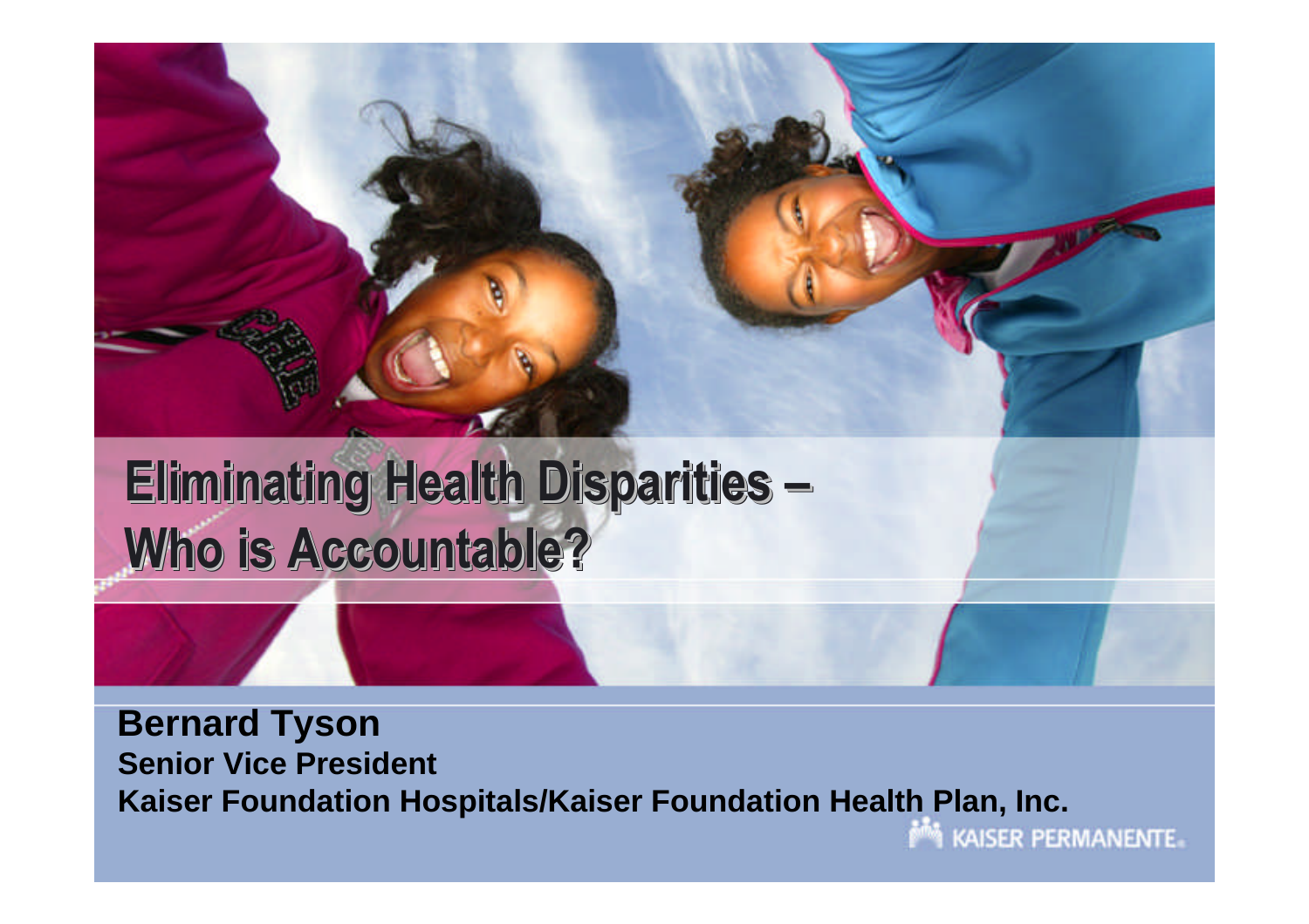# Eliminating Health Disparities – Who is Accountable?

**Bernard Tyson**
**Senior Vice President**
**Kaiser Foundation Hospitals/Kaiser Foundation Health Plan, Inc.**

KAISER PERMANENTE.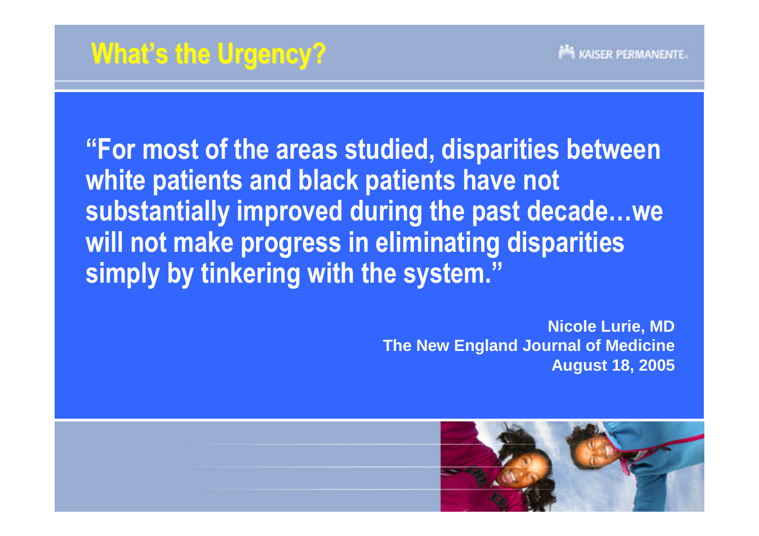# What's the Urgency?

**"For most of the areas studied, disparities between white patients and black patients have not substantially improved during the past decade…we will not make progress in eliminating disparities simply by tinkering with the system."**

**Nicole Lurie, MD**
**The New England Journal of Medicine**
**August 18, 2005**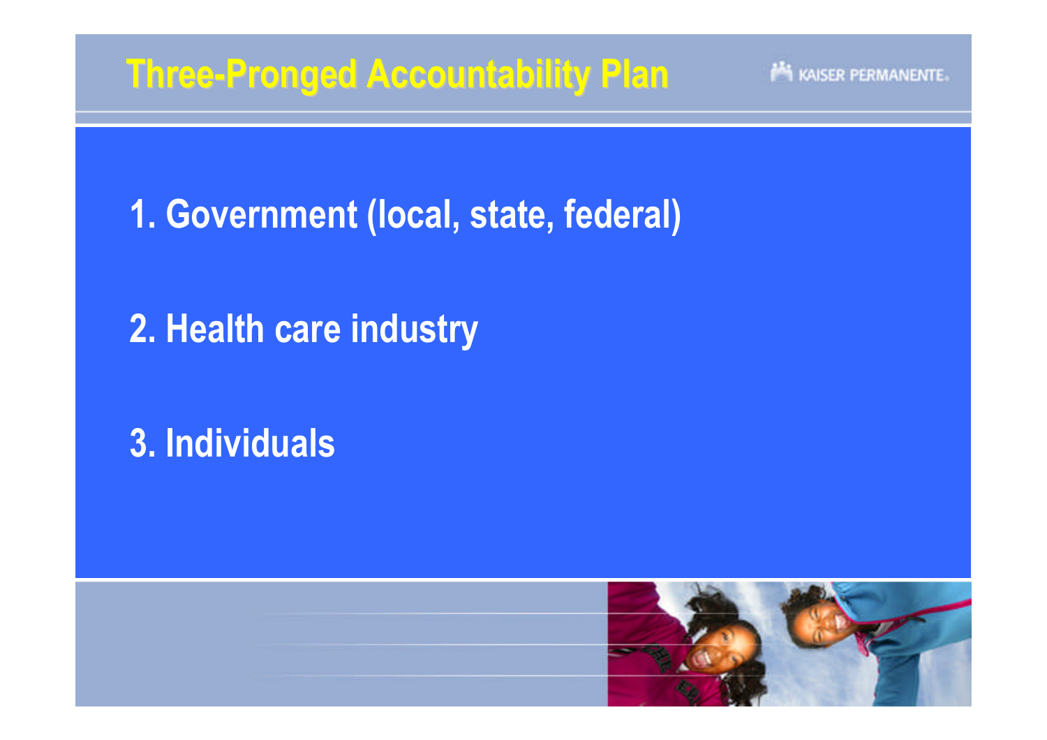# Three-Pronged Accountability Plan

1. Government (local, state, federal)

2. Health care industry

3. Individuals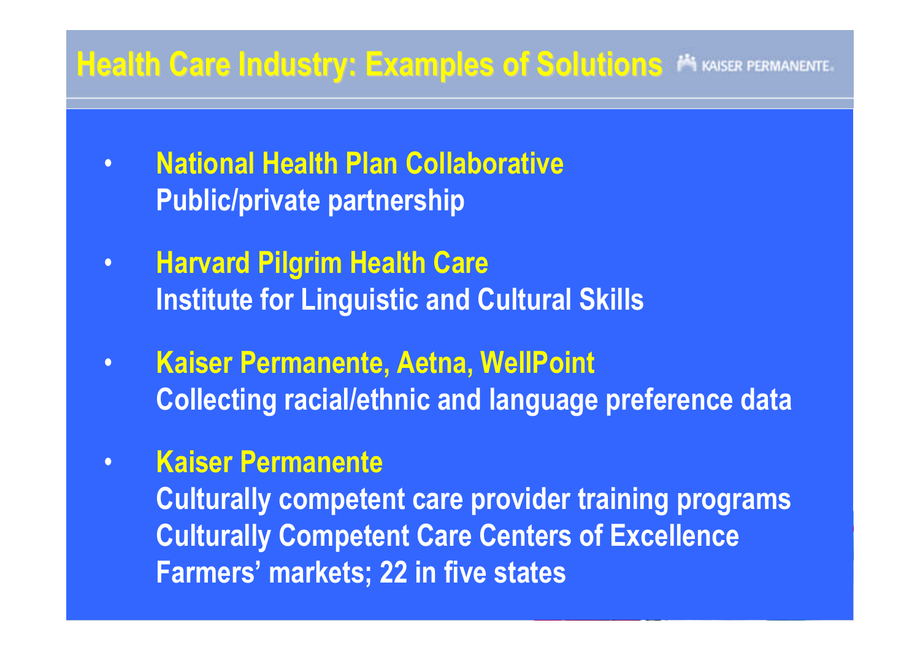# Health Care Industry: Examples of Solutions

KAISER PERMANENTE.

- **National Health Plan Collaborative**
  **Public/private partnership**

- **Harvard Pilgrim Health Care**
  **Institute for Linguistic and Cultural Skills**

- **Kaiser Permanente, Aetna, WellPoint**
  **Collecting racial/ethnic and language preference data**

- **Kaiser Permanente**
  **Culturally competent care provider training programs**
  **Culturally Competent Care Centers of Excellence**
  **Farmers' markets; 22 in five states**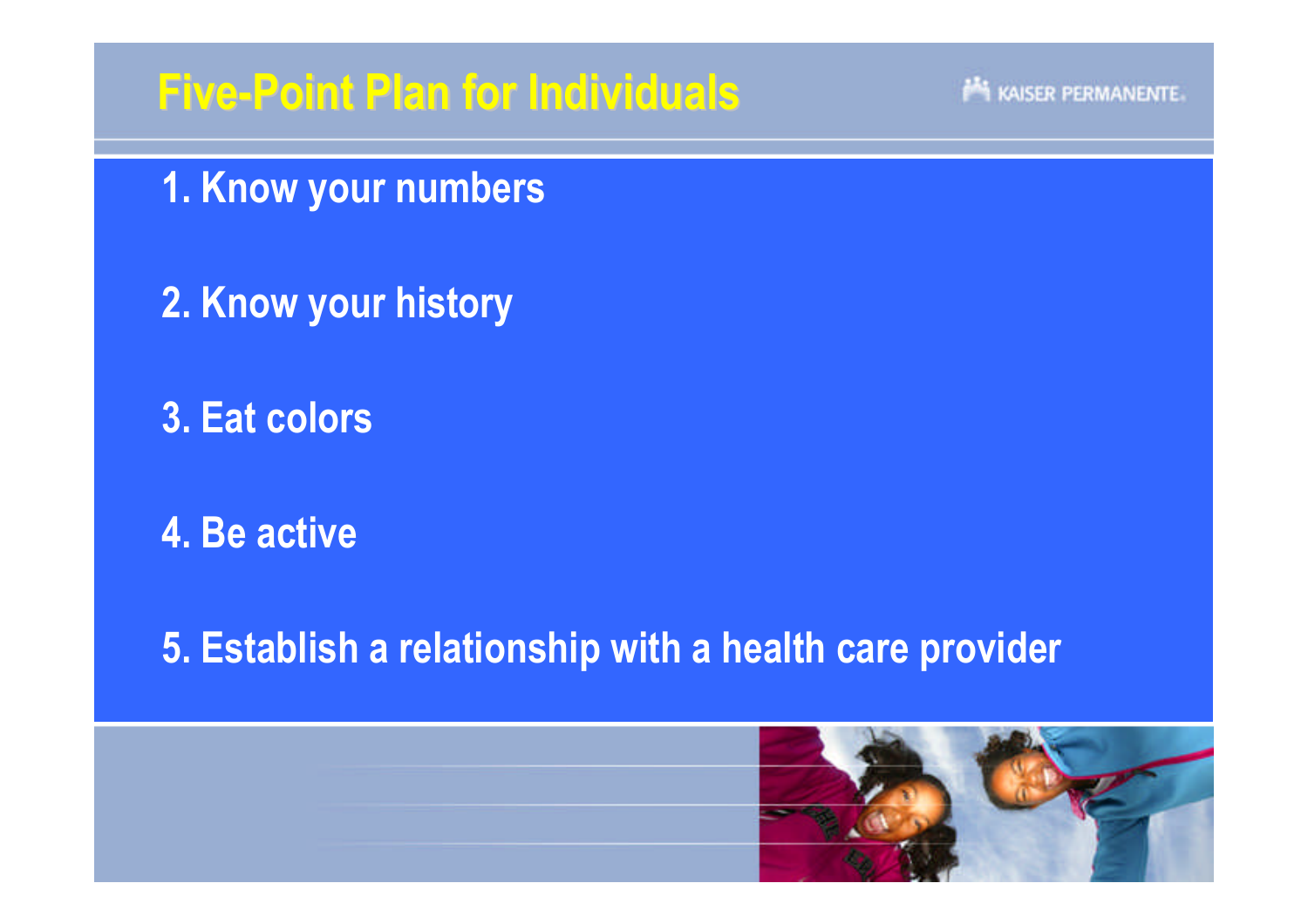# Five-Point Plan for Individuals

1. Know your numbers
2. Know your history
3. Eat colors
4. Be active
5. Establish a relationship with a health care provider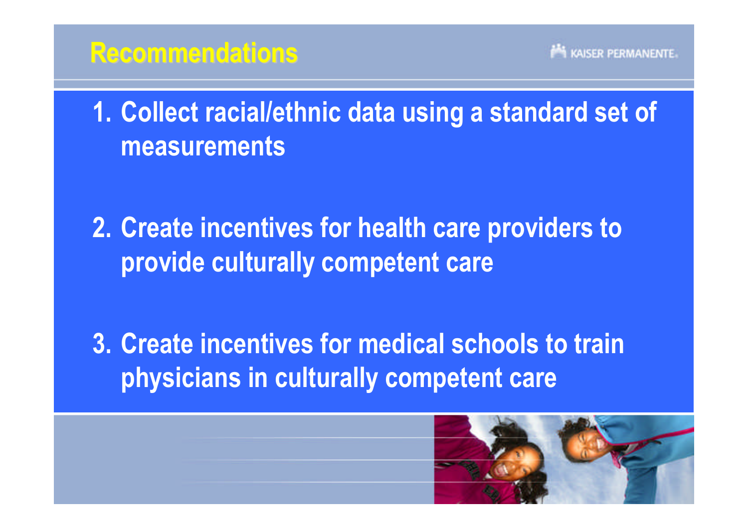# Recommendations

1. Collect racial/ethnic data using a standard set of measurements

2. Create incentives for health care providers to provide culturally competent care

3. Create incentives for medical schools to train physicians in culturally competent care